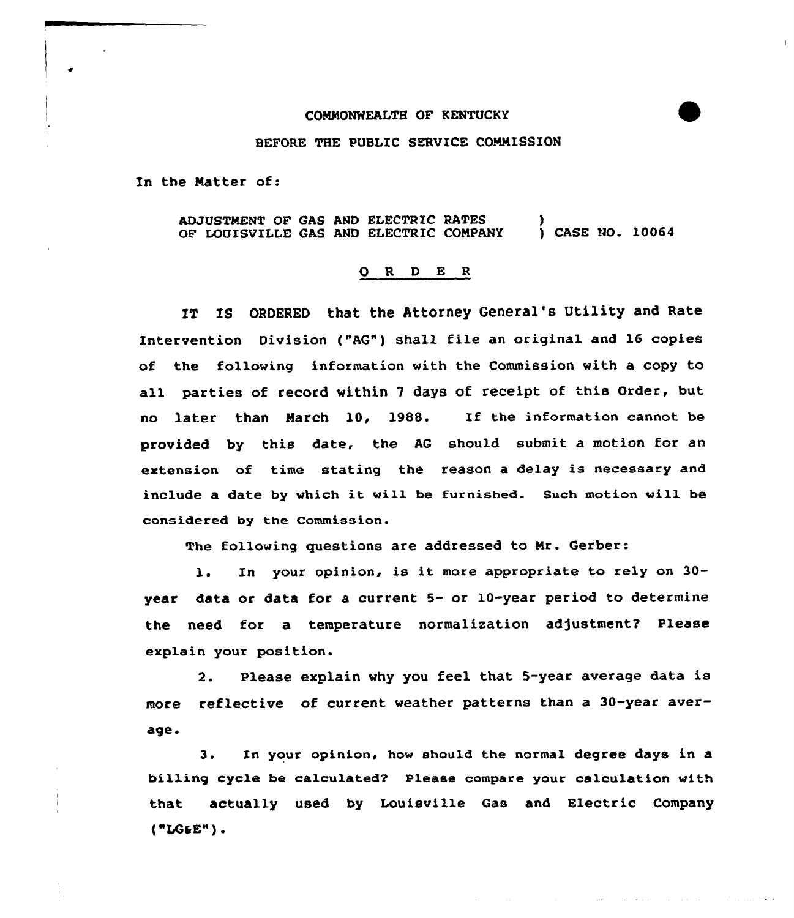COMMONWEALTH OF KENTUCKY

BEFORE THE PUBLIC SERVICE COMMISSION

In the Matter of:

ADJUSTMENT OF GAS AND ELECTRIC RATES OF LOUISVILLE GAS AND ELECTRIC COMPANY ) CASE NO. 10064

## O R D E R

IT IS ORDERED that the Attorney General's Utility and Rate Intervention Division ("AG") shall file an original and 16 copies of the following information with the Commission with a copy to all parties of record within 7 days of receipt of this Order, but no later than March 10, 1988. If the information cannot be provided by this date, the AG should submit a motion for an extension of time stating the reason a delay is necessary and include a date by which it will be furnished. Such motion will be considered by the Commission.

The following questions are addressed to Mr. Gerber:

1. In your opinion, is it more appropriate to rely on 30-year data or data for a current 5- or 10-year period to determine the need for a temperature normalization adjustment? Please explain your position.

2. Please explain why you feel that 5-year average data is more reflective of current weather patterns than a 30-year average.

3. In your opinion, how should the normal degree days in a billing cycle be calculated? Please compare your calculation with that actually used by Louisville Gas and Electric Company ("LG&E").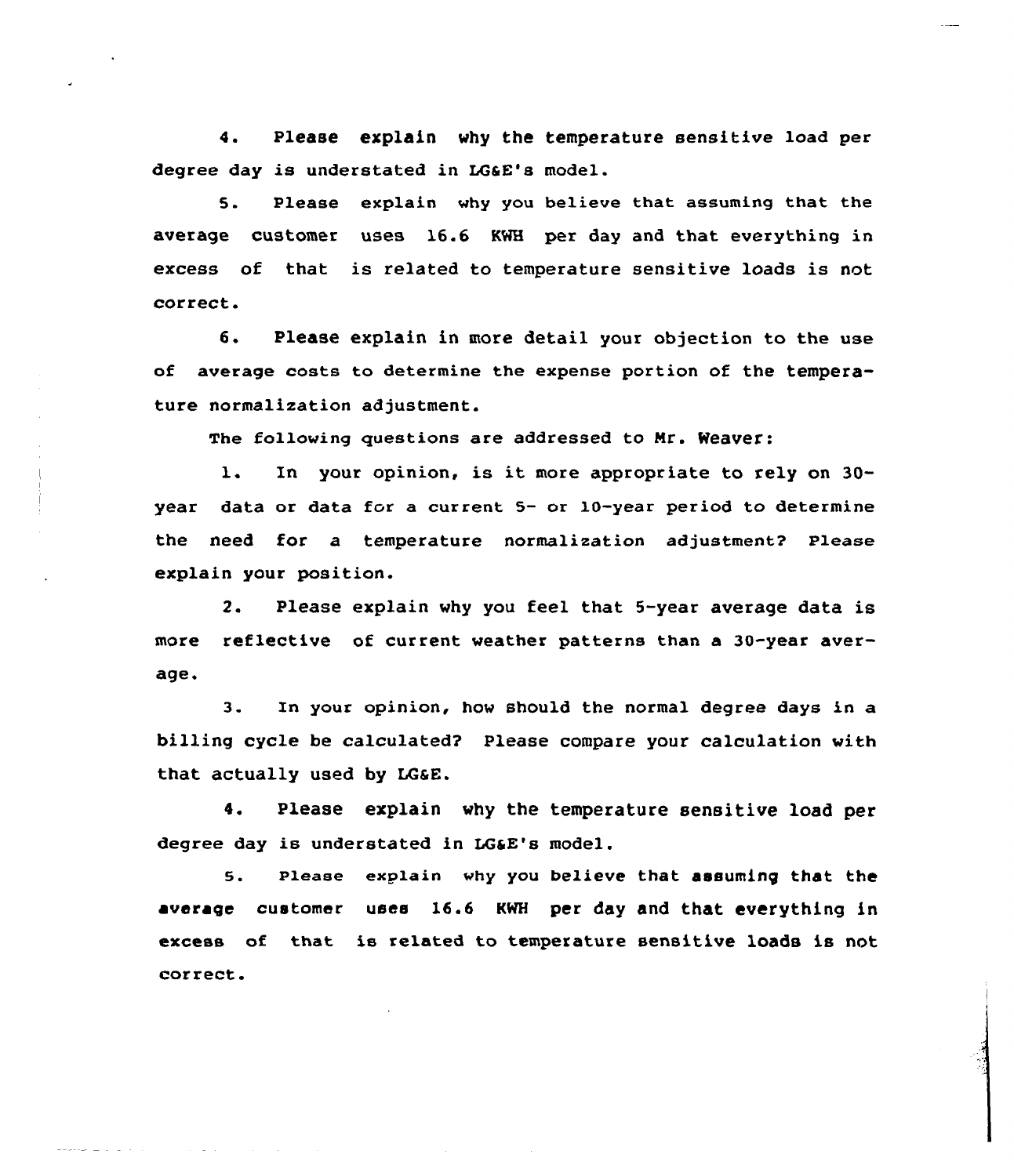4. Please explain why the temperature sensitive load per degree day is understated in LG&E's model.

5. Please explain why you believe that assuming that the average customer uses 16.6 KWH per day and that everything in excess of that is related to temperature sensitive loads is not correct.

6. Please explain in more detail your objection to the use of average costs to determine the expense portion of the temperature normalization adjustment.

The following questions are addressed to Mr. Weaver:

1. In your opinion, is it more appropriate to rely on 30-year data or data for a current 5- or 10-year period to determine the need for a temperature normalization adjustment? Please explain your position.

2. Please explain why you feel that 5-year average data is more reflective of current weather patterns than a 30-year average.

3. In your opinion, how should the normal degree days in a billing cycle be calculated? Please compare your calculation with that actually used by LG&E.

4. Please explain why the temperature sensitive load per degree day is understated in LG&E's model.

5. Please explain why you believe that assuming that the average customer uses 16.6 KWH per day and that everything in excess of that is related to temperature sensitive loads is not correct.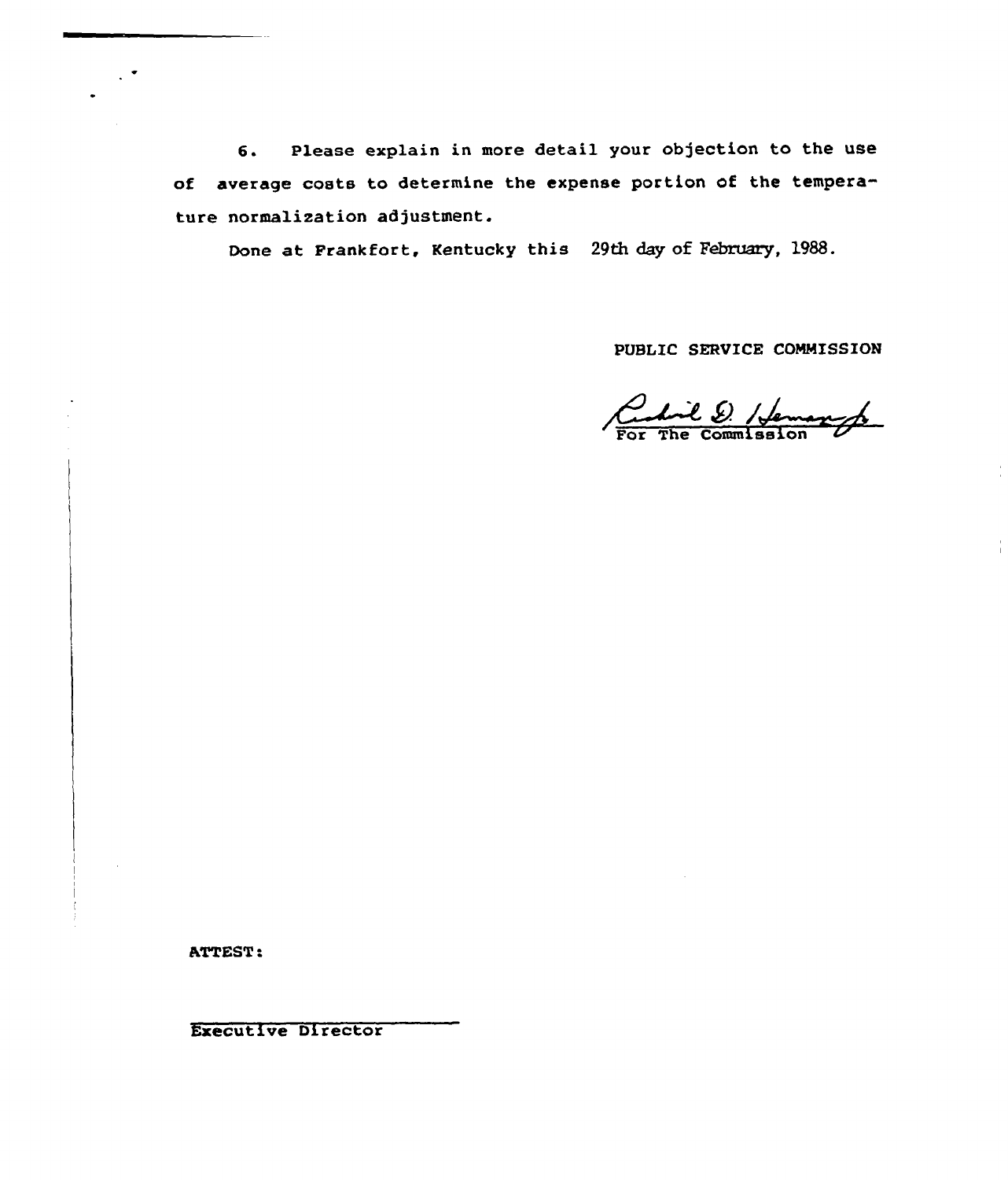6. Please explain in more detail your objection to the use of average costs to determine the expense portion of the temperature normalization adjustment.

Done at Frankfort, Kentucky this 29th day of February, 1988.

PUBLIC SERVICE COMMISSION

For The Commission

ATTEST:

Executive Director